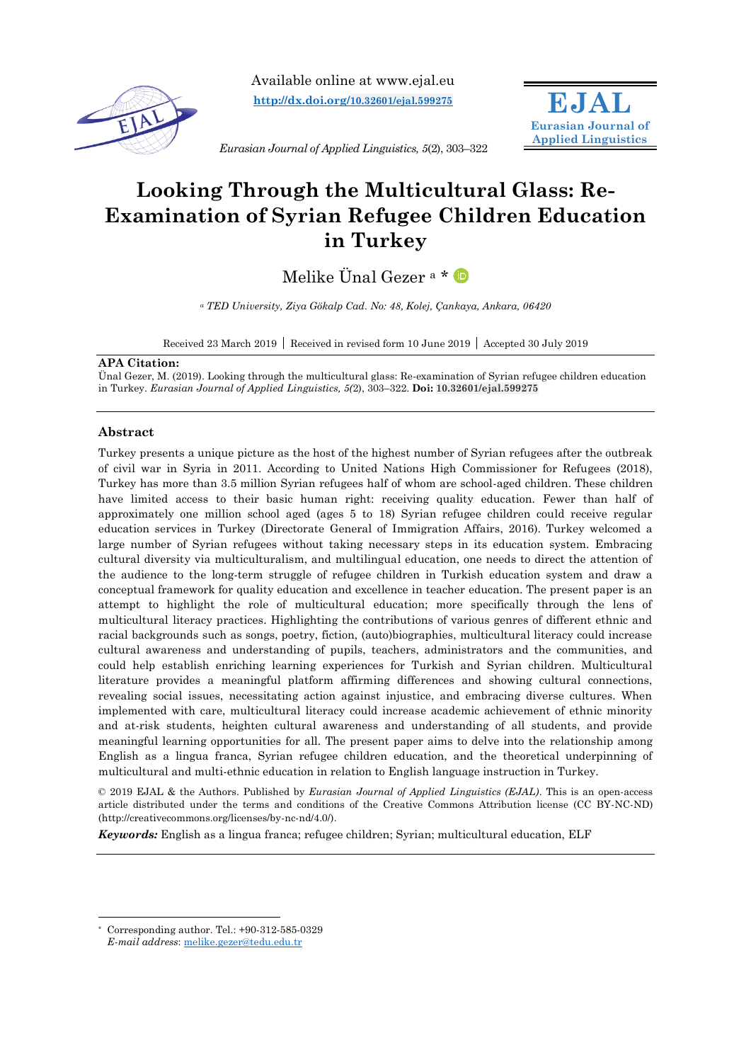Available online at www.ejal.eu
**http://dx.doi.org/10.32601/ejal.599275**

*Eurasian Journal of Applied Linguistics, 5*(2), 303–322

**EJAL**
**Eurasian Journal of Applied Linguistics**

# Looking Through the Multicultural Glass: Re-Examination of Syrian Refugee Children Education in Turkey

Melike Ünal Gezer [a] *

[a] *TED University, Ziya Gökalp Cad. No: 48, Kolej, Çankaya, Ankara, 06420*

Received 23 March 2019 | Received in revised form 10 June 2019 | Accepted 30 July 2019

**APA Citation:**
Ünal Gezer, M. (2019). Looking through the multicultural glass: Re-examination of Syrian refugee children education in Turkey. *Eurasian Journal of Applied Linguistics, 5*(2), 303–322. **Doi: 10.32601/ejal.599275**

## Abstract

Turkey presents a unique picture as the host of the highest number of Syrian refugees after the outbreak of civil war in Syria in 2011. According to United Nations High Commissioner for Refugees (2018), Turkey has more than 3.5 million Syrian refugees half of whom are school-aged children. These children have limited access to their basic human right: receiving quality education. Fewer than half of approximately one million school aged (ages 5 to 18) Syrian refugee children could receive regular education services in Turkey (Directorate General of Immigration Affairs, 2016). Turkey welcomed a large number of Syrian refugees without taking necessary steps in its education system. Embracing cultural diversity via multiculturalism, and multilingual education, one needs to direct the attention of the audience to the long-term struggle of refugee children in Turkish education system and draw a conceptual framework for quality education and excellence in teacher education. The present paper is an attempt to highlight the role of multicultural education; more specifically through the lens of multicultural literacy practices. Highlighting the contributions of various genres of different ethnic and racial backgrounds such as songs, poetry, fiction, (auto)biographies, multicultural literacy could increase cultural awareness and understanding of pupils, teachers, administrators and the communities, and could help establish enriching learning experiences for Turkish and Syrian children. Multicultural literature provides a meaningful platform affirming differences and showing cultural connections, revealing social issues, necessitating action against injustice, and embracing diverse cultures. When implemented with care, multicultural literacy could increase academic achievement of ethnic minority and at-risk students, heighten cultural awareness and understanding of all students, and provide meaningful learning opportunities for all. The present paper aims to delve into the relationship among English as a lingua franca, Syrian refugee children education, and the theoretical underpinning of multicultural and multi-ethnic education in relation to English language instruction in Turkey.

© 2019 EJAL & the Authors. Published by *Eurasian Journal of Applied Linguistics (EJAL)*. This is an open-access article distributed under the terms and conditions of the Creative Commons Attribution license (CC BY-NC-ND) (http://creativecommons.org/licenses/by-nc-nd/4.0/).

***Keywords:*** English as a lingua franca; refugee children; Syrian; multicultural education, ELF

---

* Corresponding author. Tel.: +90-312-585-0329
*E-mail address*: melike.gezer@tedu.edu.tr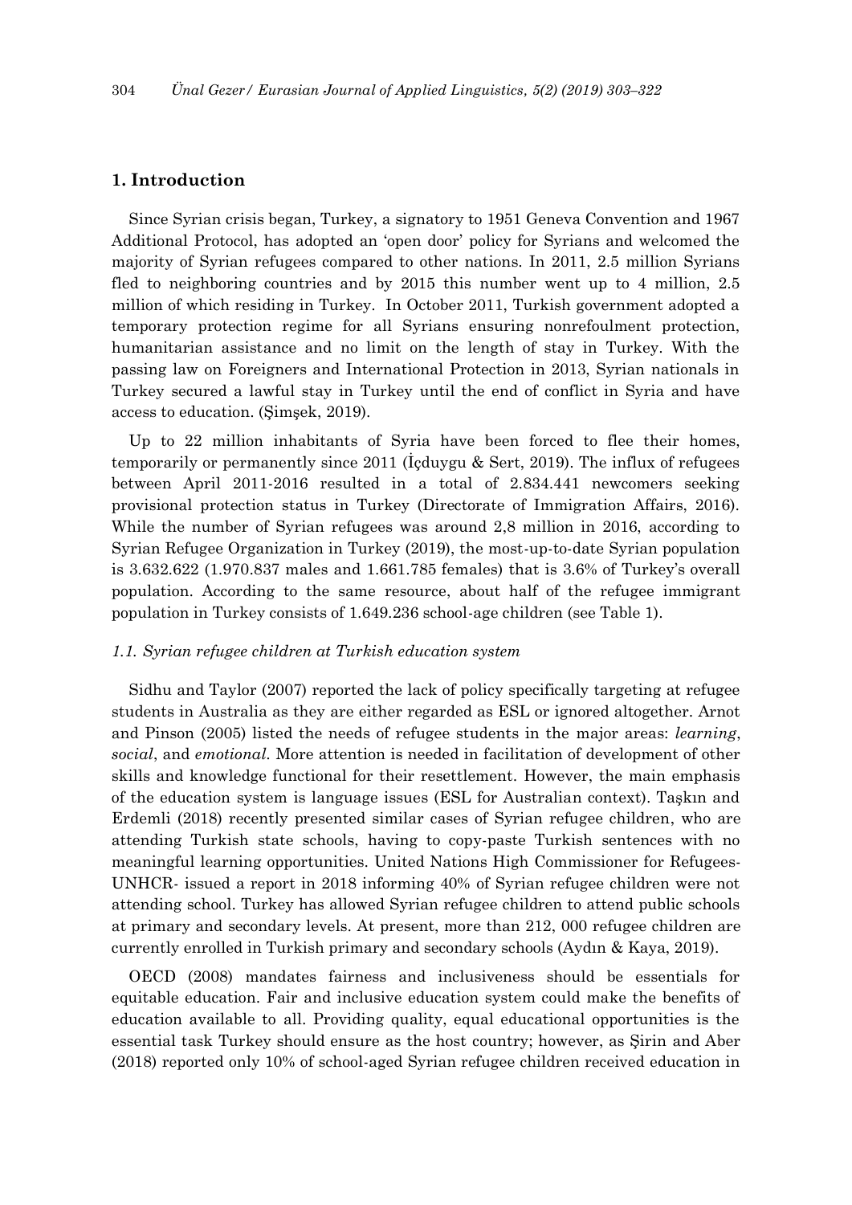## 1. Introduction

Since Syrian crisis began, Turkey, a signatory to 1951 Geneva Convention and 1967 Additional Protocol, has adopted an 'open door' policy for Syrians and welcomed the majority of Syrian refugees compared to other nations. In 2011, 2.5 million Syrians fled to neighboring countries and by 2015 this number went up to 4 million, 2.5 million of which residing in Turkey. In October 2011, Turkish government adopted a temporary protection regime for all Syrians ensuring nonrefoulment protection, humanitarian assistance and no limit on the length of stay in Turkey. With the passing law on Foreigners and International Protection in 2013, Syrian nationals in Turkey secured a lawful stay in Turkey until the end of conflict in Syria and have access to education. (Şimşek, 2019).

Up to 22 million inhabitants of Syria have been forced to flee their homes, temporarily or permanently since 2011 (İçduygu & Sert, 2019). The influx of refugees between April 2011-2016 resulted in a total of 2.834.441 newcomers seeking provisional protection status in Turkey (Directorate of Immigration Affairs, 2016). While the number of Syrian refugees was around 2,8 million in 2016, according to Syrian Refugee Organization in Turkey (2019), the most-up-to-date Syrian population is 3.632.622 (1.970.837 males and 1.661.785 females) that is 3.6% of Turkey's overall population. According to the same resource, about half of the refugee immigrant population in Turkey consists of 1.649.236 school-age children (see Table 1).

### *1.1. Syrian refugee children at Turkish education system*

Sidhu and Taylor (2007) reported the lack of policy specifically targeting at refugee students in Australia as they are either regarded as ESL or ignored altogether. Arnot and Pinson (2005) listed the needs of refugee students in the major areas: *learning*, *social*, and *emotional*. More attention is needed in facilitation of development of other skills and knowledge functional for their resettlement. However, the main emphasis of the education system is language issues (ESL for Australian context). Taşkın and Erdemli (2018) recently presented similar cases of Syrian refugee children, who are attending Turkish state schools, having to copy-paste Turkish sentences with no meaningful learning opportunities. United Nations High Commissioner for Refugees-UNHCR- issued a report in 2018 informing 40% of Syrian refugee children were not attending school. Turkey has allowed Syrian refugee children to attend public schools at primary and secondary levels. At present, more than 212, 000 refugee children are currently enrolled in Turkish primary and secondary schools (Aydın & Kaya, 2019).

OECD (2008) mandates fairness and inclusiveness should be essentials for equitable education. Fair and inclusive education system could make the benefits of education available to all. Providing quality, equal educational opportunities is the essential task Turkey should ensure as the host country; however, as Şirin and Aber (2018) reported only 10% of school-aged Syrian refugee children received education in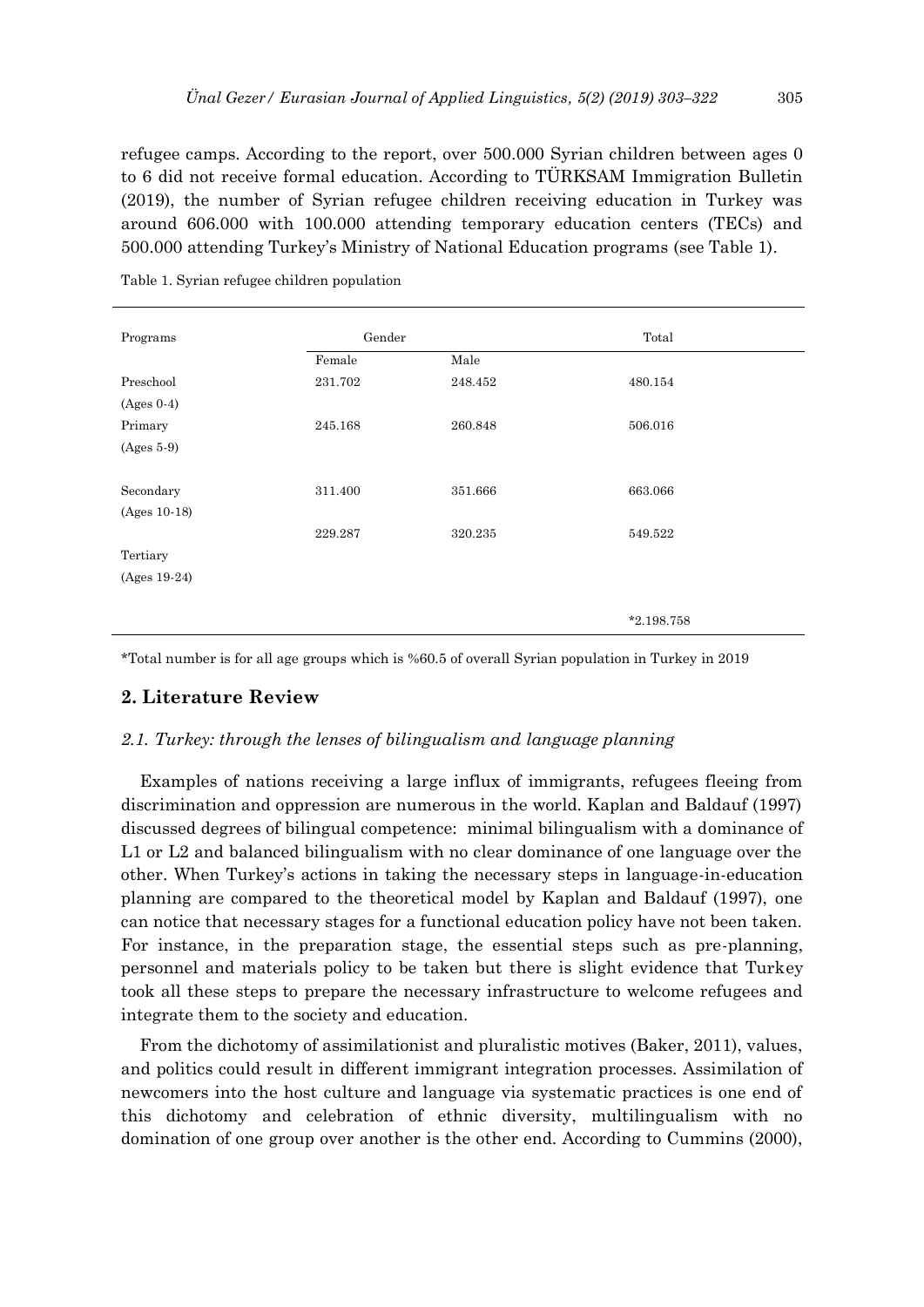refugee camps. According to the report, over 500.000 Syrian children between ages 0 to 6 did not receive formal education. According to TÜRKSAM Immigration Bulletin (2019), the number of Syrian refugee children receiving education in Turkey was around 606.000 with 100.000 attending temporary education centers (TECs) and 500.000 attending Turkey's Ministry of National Education programs (see Table 1).

Table 1. Syrian refugee children population

| Programs | Gender | | Total |
|---|---|---|---|
| | Female | Male | |
| Preschool (Ages 0-4) | 231.702 | 248.452 | 480.154 |
| Primary (Ages 5-9) | 245.168 | 260.848 | 506.016 |
| Secondary (Ages 10-18) | 311.400 | 351.666 | 663.066 |
| Tertiary (Ages 19-24) | 229.287 | 320.235 | 549.522 |
| | | | *2.198.758 |

*Total number is for all age groups which is %60.5 of overall Syrian population in Turkey in 2019

## 2. Literature Review

### *2.1. Turkey: through the lenses of bilingualism and language planning*

Examples of nations receiving a large influx of immigrants, refugees fleeing from discrimination and oppression are numerous in the world. Kaplan and Baldauf (1997) discussed degrees of bilingual competence: minimal bilingualism with a dominance of L1 or L2 and balanced bilingualism with no clear dominance of one language over the other. When Turkey's actions in taking the necessary steps in language-in-education planning are compared to the theoretical model by Kaplan and Baldauf (1997), one can notice that necessary stages for a functional education policy have not been taken. For instance, in the preparation stage, the essential steps such as pre-planning, personnel and materials policy to be taken but there is slight evidence that Turkey took all these steps to prepare the necessary infrastructure to welcome refugees and integrate them to the society and education.

From the dichotomy of assimilationist and pluralistic motives (Baker, 2011), values, and politics could result in different immigrant integration processes. Assimilation of newcomers into the host culture and language via systematic practices is one end of this dichotomy and celebration of ethnic diversity, multilingualism with no domination of one group over another is the other end. According to Cummins (2000),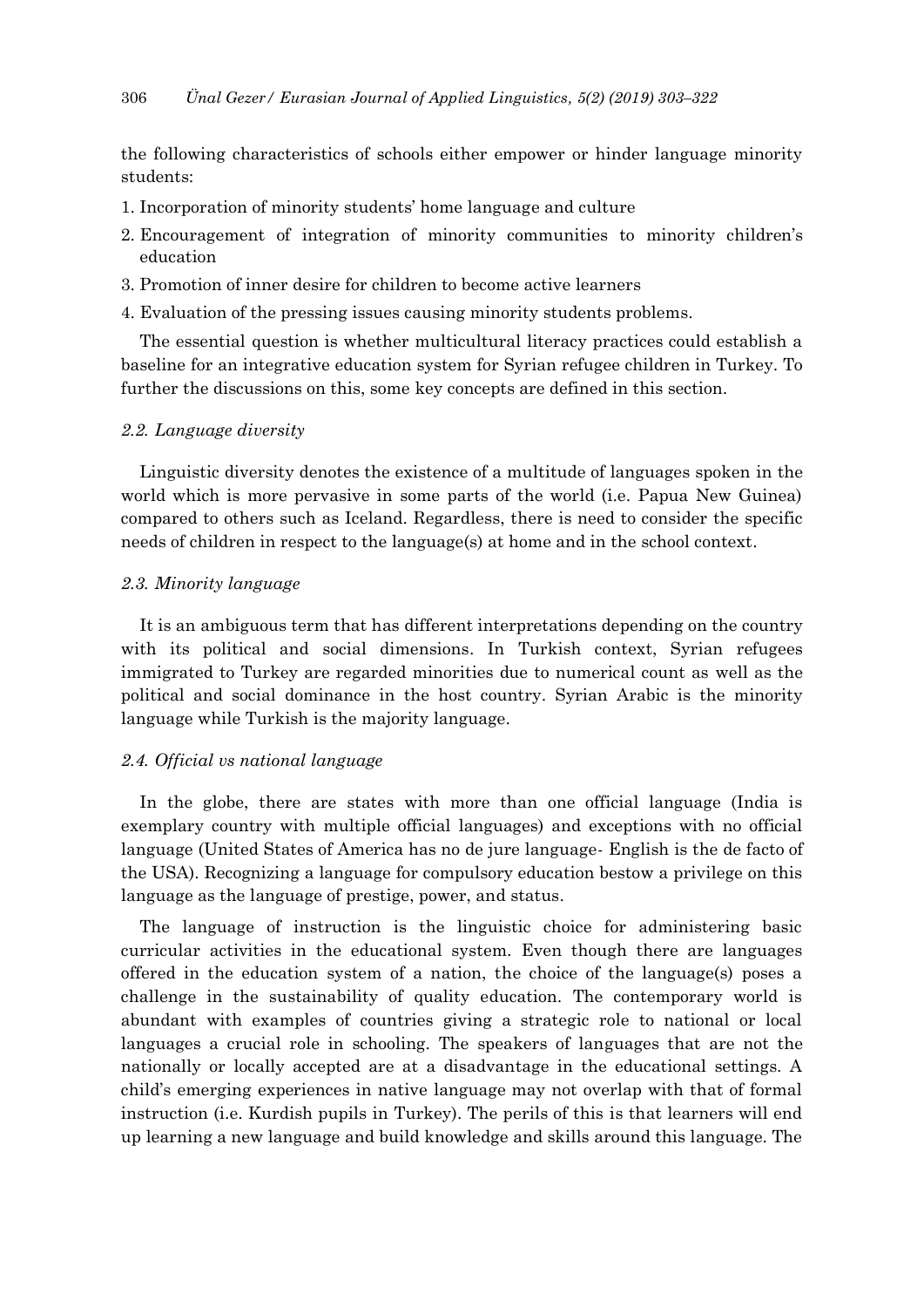the following characteristics of schools either empower or hinder language minority students:

1. Incorporation of minority students' home language and culture
2. Encouragement of integration of minority communities to minority children's education
3. Promotion of inner desire for children to become active learners
4. Evaluation of the pressing issues causing minority students problems.

The essential question is whether multicultural literacy practices could establish a baseline for an integrative education system for Syrian refugee children in Turkey. To further the discussions on this, some key concepts are defined in this section.

### *2.2. Language diversity*

Linguistic diversity denotes the existence of a multitude of languages spoken in the world which is more pervasive in some parts of the world (i.e. Papua New Guinea) compared to others such as Iceland. Regardless, there is need to consider the specific needs of children in respect to the language(s) at home and in the school context.

### *2.3. Minority language*

It is an ambiguous term that has different interpretations depending on the country with its political and social dimensions. In Turkish context, Syrian refugees immigrated to Turkey are regarded minorities due to numerical count as well as the political and social dominance in the host country. Syrian Arabic is the minority language while Turkish is the majority language.

### *2.4. Official vs national language*

In the globe, there are states with more than one official language (India is exemplary country with multiple official languages) and exceptions with no official language (United States of America has no de jure language- English is the de facto of the USA). Recognizing a language for compulsory education bestow a privilege on this language as the language of prestige, power, and status.

The language of instruction is the linguistic choice for administering basic curricular activities in the educational system. Even though there are languages offered in the education system of a nation, the choice of the language(s) poses a challenge in the sustainability of quality education. The contemporary world is abundant with examples of countries giving a strategic role to national or local languages a crucial role in schooling. The speakers of languages that are not the nationally or locally accepted are at a disadvantage in the educational settings. A child's emerging experiences in native language may not overlap with that of formal instruction (i.e. Kurdish pupils in Turkey). The perils of this is that learners will end up learning a new language and build knowledge and skills around this language. The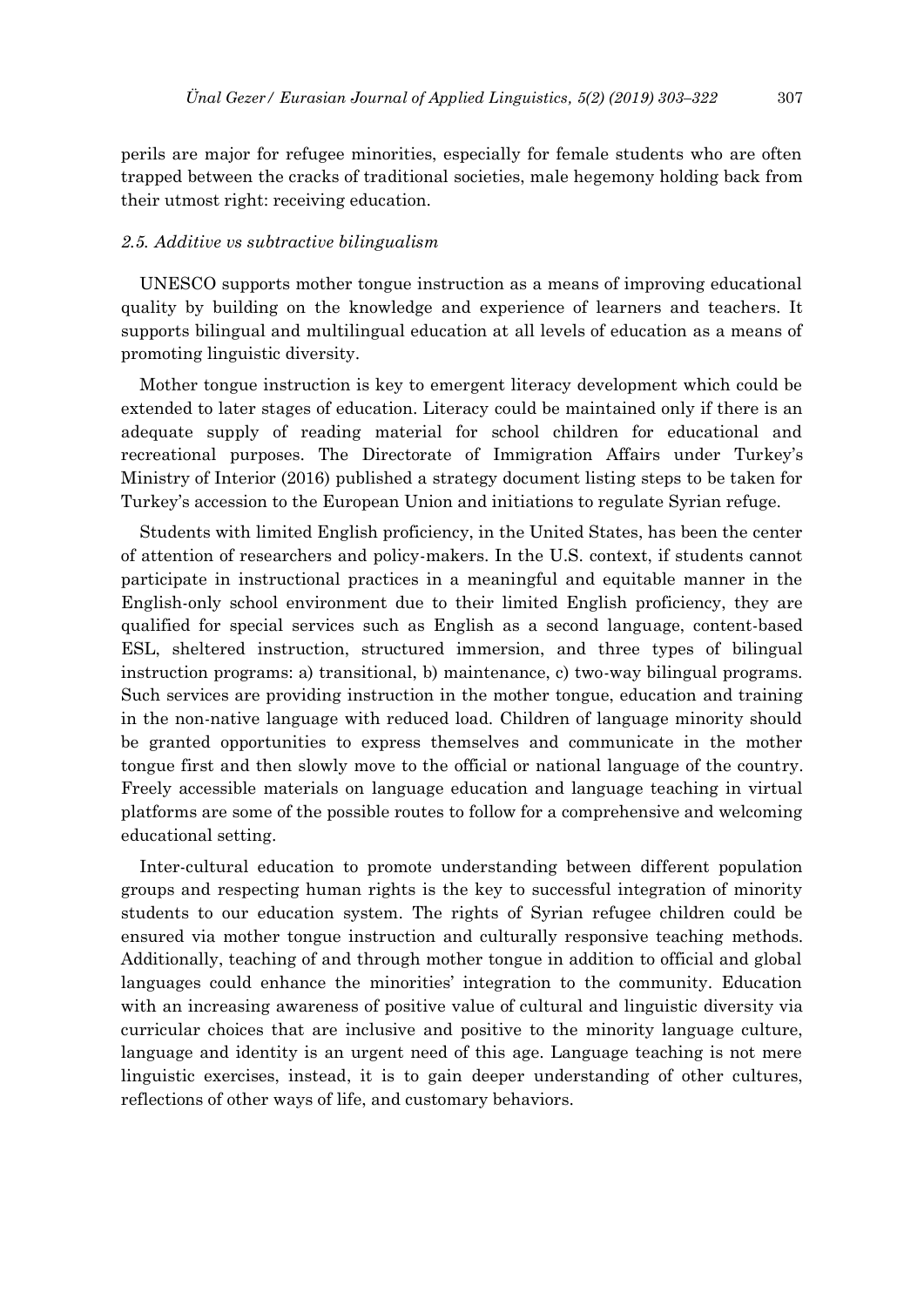perils are major for refugee minorities, especially for female students who are often trapped between the cracks of traditional societies, male hegemony holding back from their utmost right: receiving education.

### *2.5. Additive vs subtractive bilingualism*

UNESCO supports mother tongue instruction as a means of improving educational quality by building on the knowledge and experience of learners and teachers. It supports bilingual and multilingual education at all levels of education as a means of promoting linguistic diversity.

Mother tongue instruction is key to emergent literacy development which could be extended to later stages of education. Literacy could be maintained only if there is an adequate supply of reading material for school children for educational and recreational purposes. The Directorate of Immigration Affairs under Turkey's Ministry of Interior (2016) published a strategy document listing steps to be taken for Turkey's accession to the European Union and initiations to regulate Syrian refuge.

Students with limited English proficiency, in the United States, has been the center of attention of researchers and policy-makers. In the U.S. context, if students cannot participate in instructional practices in a meaningful and equitable manner in the English-only school environment due to their limited English proficiency, they are qualified for special services such as English as a second language, content-based ESL, sheltered instruction, structured immersion, and three types of bilingual instruction programs: a) transitional, b) maintenance, c) two-way bilingual programs. Such services are providing instruction in the mother tongue, education and training in the non-native language with reduced load. Children of language minority should be granted opportunities to express themselves and communicate in the mother tongue first and then slowly move to the official or national language of the country. Freely accessible materials on language education and language teaching in virtual platforms are some of the possible routes to follow for a comprehensive and welcoming educational setting.

Inter-cultural education to promote understanding between different population groups and respecting human rights is the key to successful integration of minority students to our education system. The rights of Syrian refugee children could be ensured via mother tongue instruction and culturally responsive teaching methods. Additionally, teaching of and through mother tongue in addition to official and global languages could enhance the minorities' integration to the community. Education with an increasing awareness of positive value of cultural and linguistic diversity via curricular choices that are inclusive and positive to the minority language culture, language and identity is an urgent need of this age. Language teaching is not mere linguistic exercises, instead, it is to gain deeper understanding of other cultures, reflections of other ways of life, and customary behaviors.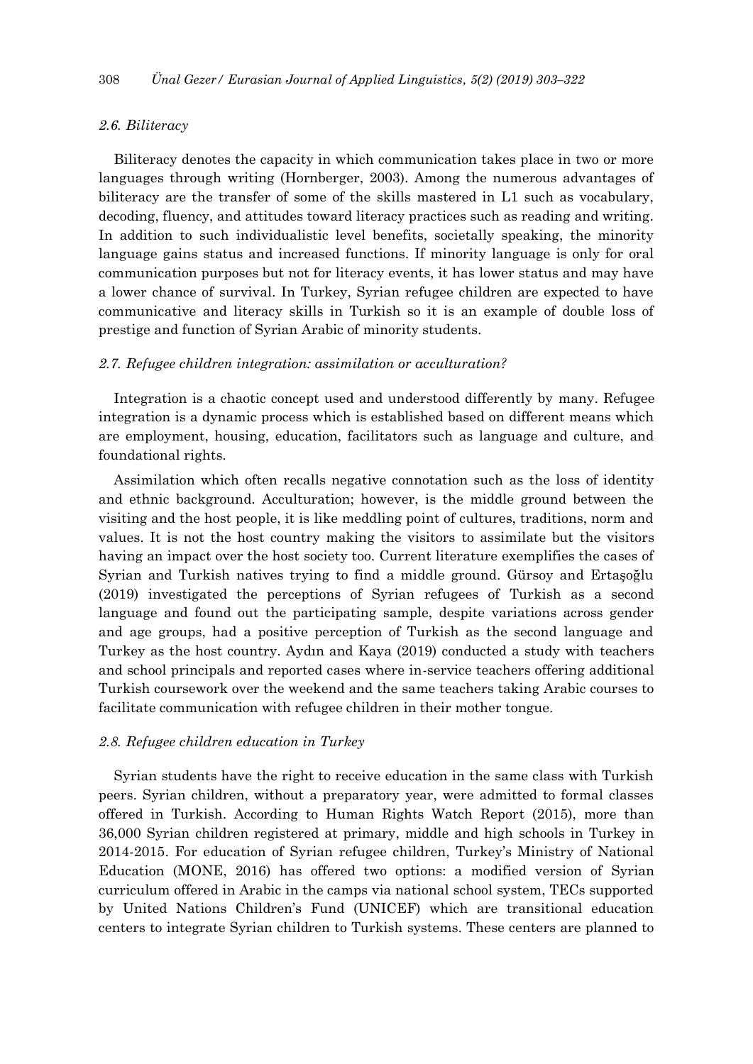### *2.6. Biliteracy*

Biliteracy denotes the capacity in which communication takes place in two or more languages through writing (Hornberger, 2003). Among the numerous advantages of biliteracy are the transfer of some of the skills mastered in L1 such as vocabulary, decoding, fluency, and attitudes toward literacy practices such as reading and writing. In addition to such individualistic level benefits, societally speaking, the minority language gains status and increased functions. If minority language is only for oral communication purposes but not for literacy events, it has lower status and may have a lower chance of survival. In Turkey, Syrian refugee children are expected to have communicative and literacy skills in Turkish so it is an example of double loss of prestige and function of Syrian Arabic of minority students.

### *2.7. Refugee children integration: assimilation or acculturation?*

Integration is a chaotic concept used and understood differently by many. Refugee integration is a dynamic process which is established based on different means which are employment, housing, education, facilitators such as language and culture, and foundational rights.

Assimilation which often recalls negative connotation such as the loss of identity and ethnic background. Acculturation; however, is the middle ground between the visiting and the host people, it is like meddling point of cultures, traditions, norm and values. It is not the host country making the visitors to assimilate but the visitors having an impact over the host society too. Current literature exemplifies the cases of Syrian and Turkish natives trying to find a middle ground. Gürsoy and Ertaşoğlu (2019) investigated the perceptions of Syrian refugees of Turkish as a second language and found out the participating sample, despite variations across gender and age groups, had a positive perception of Turkish as the second language and Turkey as the host country. Aydın and Kaya (2019) conducted a study with teachers and school principals and reported cases where in-service teachers offering additional Turkish coursework over the weekend and the same teachers taking Arabic courses to facilitate communication with refugee children in their mother tongue.

### *2.8. Refugee children education in Turkey*

Syrian students have the right to receive education in the same class with Turkish peers. Syrian children, without a preparatory year, were admitted to formal classes offered in Turkish. According to Human Rights Watch Report (2015), more than 36,000 Syrian children registered at primary, middle and high schools in Turkey in 2014-2015. For education of Syrian refugee children, Turkey's Ministry of National Education (MONE, 2016) has offered two options: a modified version of Syrian curriculum offered in Arabic in the camps via national school system, TECs supported by United Nations Children's Fund (UNICEF) which are transitional education centers to integrate Syrian children to Turkish systems. These centers are planned to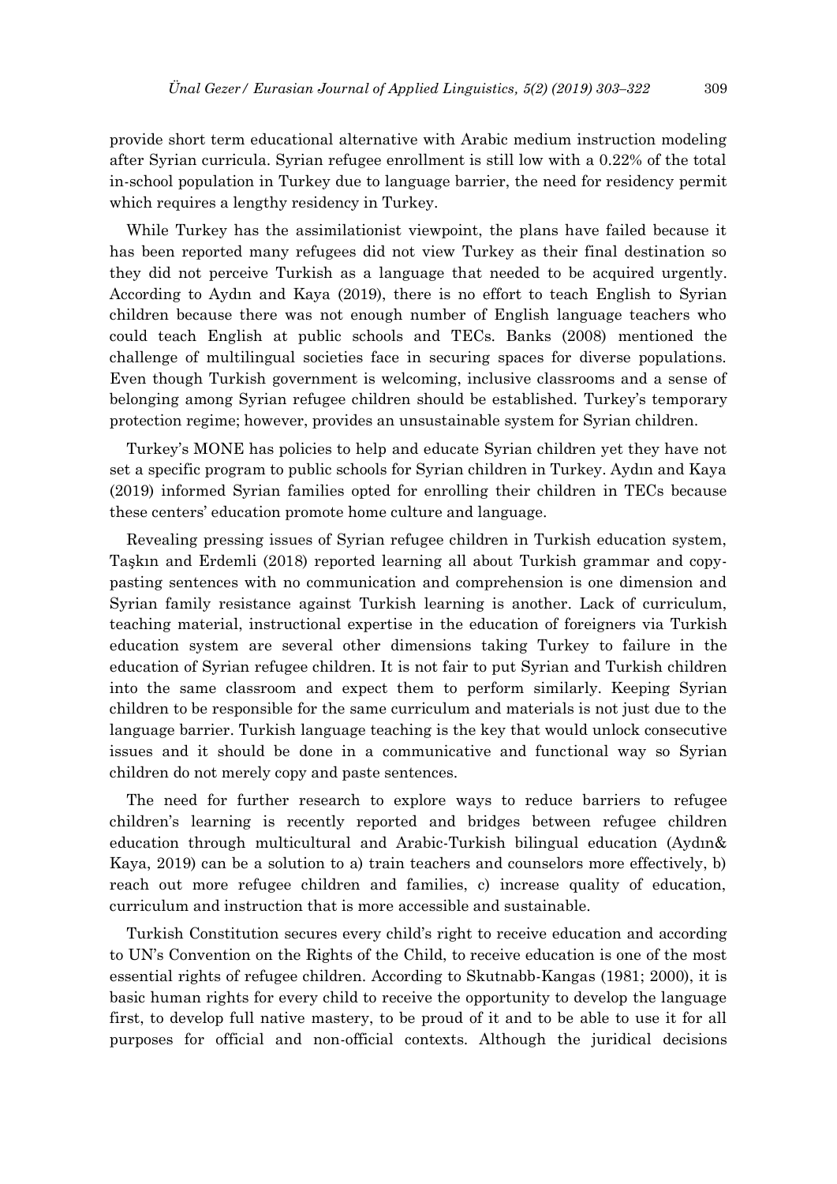provide short term educational alternative with Arabic medium instruction modeling after Syrian curricula. Syrian refugee enrollment is still low with a 0.22% of the total in-school population in Turkey due to language barrier, the need for residency permit which requires a lengthy residency in Turkey.

While Turkey has the assimilationist viewpoint, the plans have failed because it has been reported many refugees did not view Turkey as their final destination so they did not perceive Turkish as a language that needed to be acquired urgently. According to Aydın and Kaya (2019), there is no effort to teach English to Syrian children because there was not enough number of English language teachers who could teach English at public schools and TECs. Banks (2008) mentioned the challenge of multilingual societies face in securing spaces for diverse populations. Even though Turkish government is welcoming, inclusive classrooms and a sense of belonging among Syrian refugee children should be established. Turkey's temporary protection regime; however, provides an unsustainable system for Syrian children.

Turkey's MONE has policies to help and educate Syrian children yet they have not set a specific program to public schools for Syrian children in Turkey. Aydın and Kaya (2019) informed Syrian families opted for enrolling their children in TECs because these centers' education promote home culture and language.

Revealing pressing issues of Syrian refugee children in Turkish education system, Taşkın and Erdemli (2018) reported learning all about Turkish grammar and copy-pasting sentences with no communication and comprehension is one dimension and Syrian family resistance against Turkish learning is another. Lack of curriculum, teaching material, instructional expertise in the education of foreigners via Turkish education system are several other dimensions taking Turkey to failure in the education of Syrian refugee children. It is not fair to put Syrian and Turkish children into the same classroom and expect them to perform similarly. Keeping Syrian children to be responsible for the same curriculum and materials is not just due to the language barrier. Turkish language teaching is the key that would unlock consecutive issues and it should be done in a communicative and functional way so Syrian children do not merely copy and paste sentences.

The need for further research to explore ways to reduce barriers to refugee children's learning is recently reported and bridges between refugee children education through multicultural and Arabic-Turkish bilingual education (Aydın& Kaya, 2019) can be a solution to a) train teachers and counselors more effectively, b) reach out more refugee children and families, c) increase quality of education, curriculum and instruction that is more accessible and sustainable.

Turkish Constitution secures every child's right to receive education and according to UN's Convention on the Rights of the Child, to receive education is one of the most essential rights of refugee children. According to Skutnabb-Kangas (1981; 2000), it is basic human rights for every child to receive the opportunity to develop the language first, to develop full native mastery, to be proud of it and to be able to use it for all purposes for official and non-official contexts. Although the juridical decisions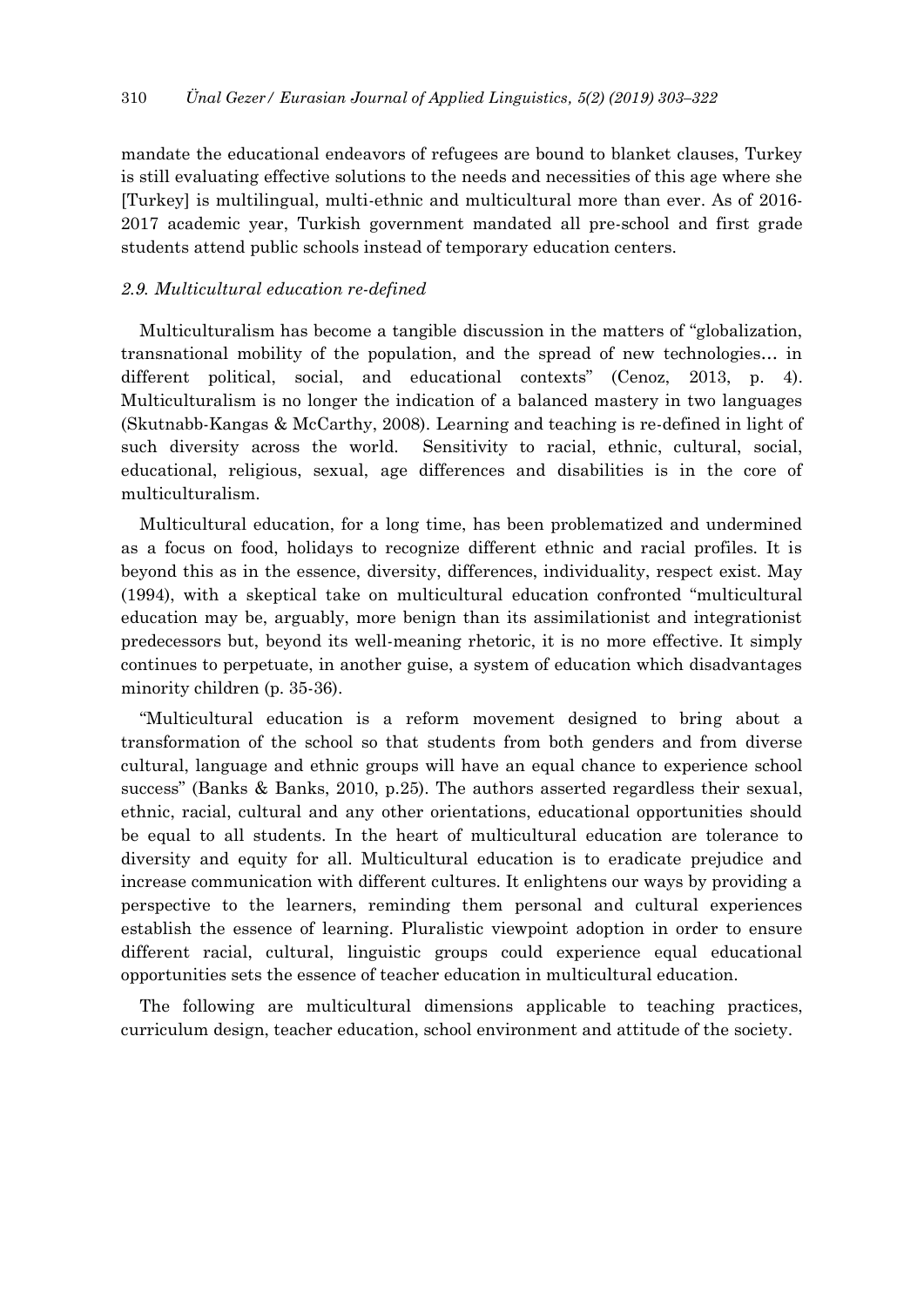mandate the educational endeavors of refugees are bound to blanket clauses, Turkey is still evaluating effective solutions to the needs and necessities of this age where she [Turkey] is multilingual, multi-ethnic and multicultural more than ever. As of 2016-2017 academic year, Turkish government mandated all pre-school and first grade students attend public schools instead of temporary education centers.

### *2.9. Multicultural education re-defined*

Multiculturalism has become a tangible discussion in the matters of "globalization, transnational mobility of the population, and the spread of new technologies… in different political, social, and educational contexts" (Cenoz, 2013, p. 4). Multiculturalism is no longer the indication of a balanced mastery in two languages (Skutnabb-Kangas & McCarthy, 2008). Learning and teaching is re-defined in light of such diversity across the world. Sensitivity to racial, ethnic, cultural, social, educational, religious, sexual, age differences and disabilities is in the core of multiculturalism.

Multicultural education, for a long time, has been problematized and undermined as a focus on food, holidays to recognize different ethnic and racial profiles. It is beyond this as in the essence, diversity, differences, individuality, respect exist. May (1994), with a skeptical take on multicultural education confronted "multicultural education may be, arguably, more benign than its assimilationist and integrationist predecessors but, beyond its well-meaning rhetoric, it is no more effective. It simply continues to perpetuate, in another guise, a system of education which disadvantages minority children (p. 35-36).

"Multicultural education is a reform movement designed to bring about a transformation of the school so that students from both genders and from diverse cultural, language and ethnic groups will have an equal chance to experience school success" (Banks & Banks, 2010, p.25). The authors asserted regardless their sexual, ethnic, racial, cultural and any other orientations, educational opportunities should be equal to all students. In the heart of multicultural education are tolerance to diversity and equity for all. Multicultural education is to eradicate prejudice and increase communication with different cultures. It enlightens our ways by providing a perspective to the learners, reminding them personal and cultural experiences establish the essence of learning. Pluralistic viewpoint adoption in order to ensure different racial, cultural, linguistic groups could experience equal educational opportunities sets the essence of teacher education in multicultural education.

The following are multicultural dimensions applicable to teaching practices, curriculum design, teacher education, school environment and attitude of the society.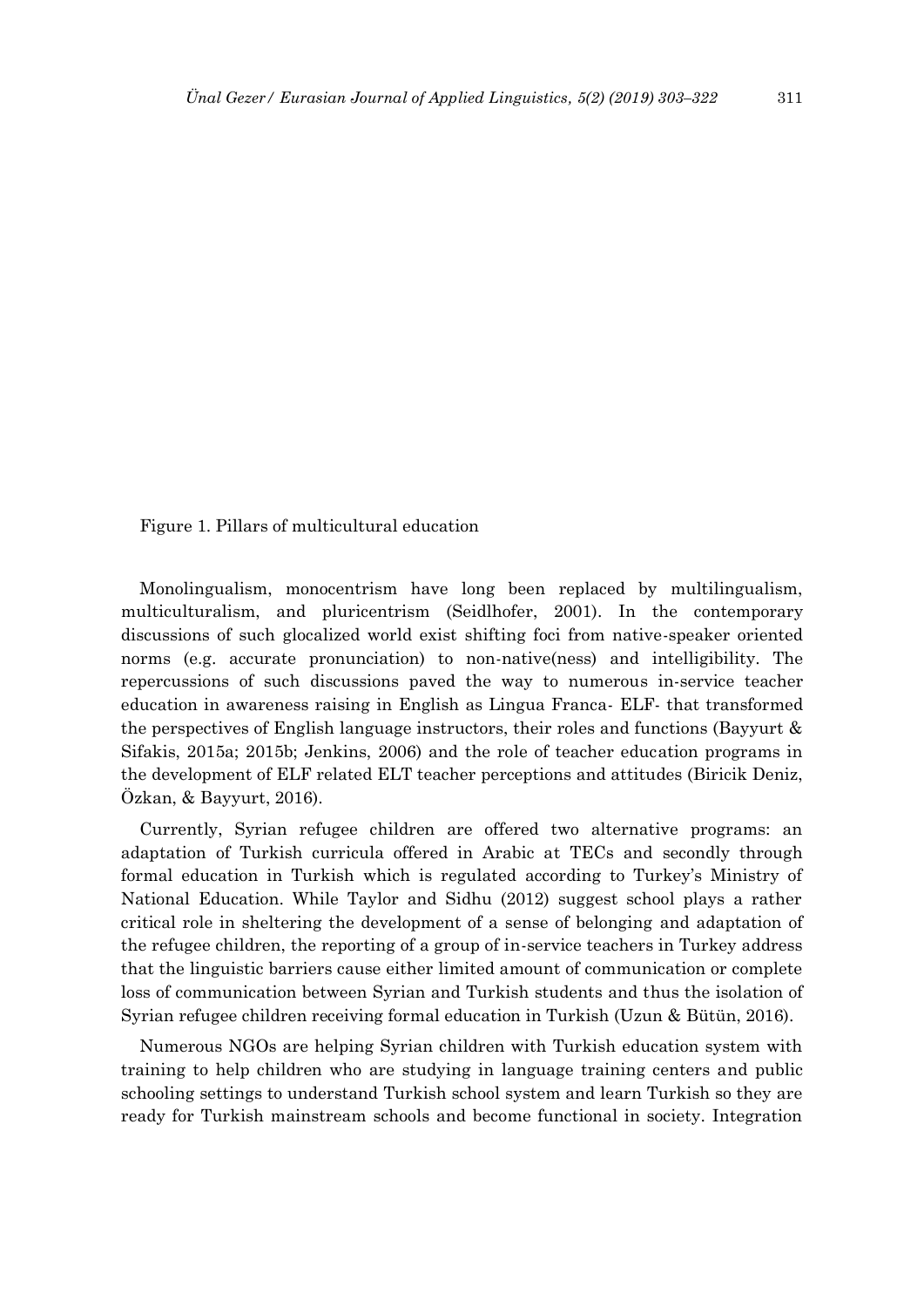Figure 1. Pillars of multicultural education

Monolingualism, monocentrism have long been replaced by multilingualism, multiculturalism, and pluricentrism (Seidlhofer, 2001). In the contemporary discussions of such glocalized world exist shifting foci from native-speaker oriented norms (e.g. accurate pronunciation) to non-native(ness) and intelligibility. The repercussions of such discussions paved the way to numerous in-service teacher education in awareness raising in English as Lingua Franca- ELF- that transformed the perspectives of English language instructors, their roles and functions (Bayyurt & Sifakis, 2015a; 2015b; Jenkins, 2006) and the role of teacher education programs in the development of ELF related ELT teacher perceptions and attitudes (Biricik Deniz, Özkan, & Bayyurt, 2016).

Currently, Syrian refugee children are offered two alternative programs: an adaptation of Turkish curricula offered in Arabic at TECs and secondly through formal education in Turkish which is regulated according to Turkey's Ministry of National Education. While Taylor and Sidhu (2012) suggest school plays a rather critical role in sheltering the development of a sense of belonging and adaptation of the refugee children, the reporting of a group of in-service teachers in Turkey address that the linguistic barriers cause either limited amount of communication or complete loss of communication between Syrian and Turkish students and thus the isolation of Syrian refugee children receiving formal education in Turkish (Uzun & Bütün, 2016).

Numerous NGOs are helping Syrian children with Turkish education system with training to help children who are studying in language training centers and public schooling settings to understand Turkish school system and learn Turkish so they are ready for Turkish mainstream schools and become functional in society. Integration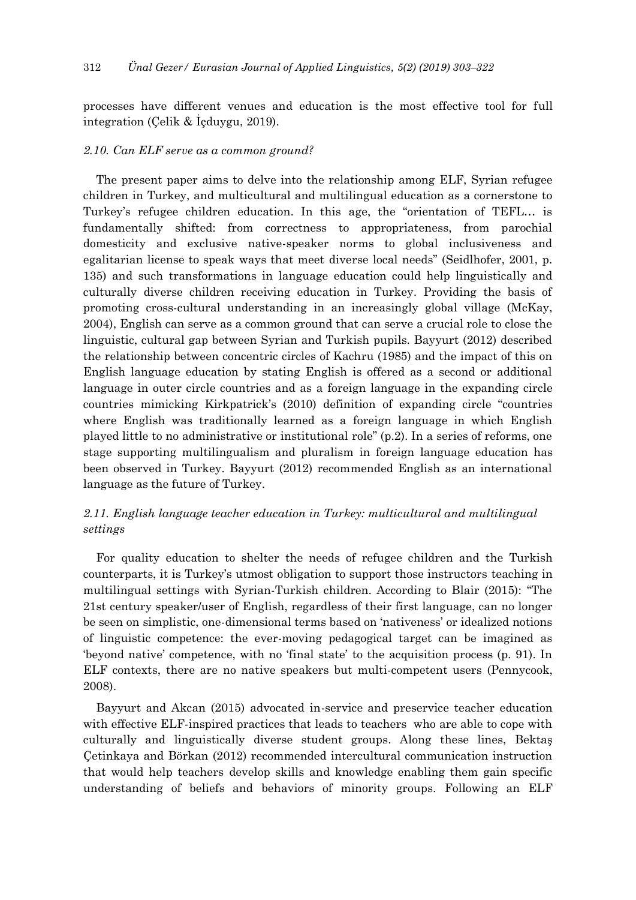processes have different venues and education is the most effective tool for full integration (Çelik & İçduygu, 2019).

### *2.10. Can ELF serve as a common ground?*

The present paper aims to delve into the relationship among ELF, Syrian refugee children in Turkey, and multicultural and multilingual education as a cornerstone to Turkey's refugee children education. In this age, the "orientation of TEFL… is fundamentally shifted: from correctness to appropriateness, from parochial domesticity and exclusive native-speaker norms to global inclusiveness and egalitarian license to speak ways that meet diverse local needs" (Seidlhofer, 2001, p. 135) and such transformations in language education could help linguistically and culturally diverse children receiving education in Turkey. Providing the basis of promoting cross-cultural understanding in an increasingly global village (McKay, 2004), English can serve as a common ground that can serve a crucial role to close the linguistic, cultural gap between Syrian and Turkish pupils. Bayyurt (2012) described the relationship between concentric circles of Kachru (1985) and the impact of this on English language education by stating English is offered as a second or additional language in outer circle countries and as a foreign language in the expanding circle countries mimicking Kirkpatrick's (2010) definition of expanding circle "countries where English was traditionally learned as a foreign language in which English played little to no administrative or institutional role" (p.2). In a series of reforms, one stage supporting multilingualism and pluralism in foreign language education has been observed in Turkey. Bayyurt (2012) recommended English as an international language as the future of Turkey.

### *2.11. English language teacher education in Turkey: multicultural and multilingual settings*

For quality education to shelter the needs of refugee children and the Turkish counterparts, it is Turkey's utmost obligation to support those instructors teaching in multilingual settings with Syrian-Turkish children. According to Blair (2015): "The 21st century speaker/user of English, regardless of their first language, can no longer be seen on simplistic, one-dimensional terms based on 'nativeness' or idealized notions of linguistic competence: the ever-moving pedagogical target can be imagined as 'beyond native' competence, with no 'final state' to the acquisition process (p. 91). In ELF contexts, there are no native speakers but multi-competent users (Pennycook, 2008).

Bayyurt and Akcan (2015) advocated in-service and preservice teacher education with effective ELF-inspired practices that leads to teachers who are able to cope with culturally and linguistically diverse student groups. Along these lines, Bektaş Çetinkaya and Börkan (2012) recommended intercultural communication instruction that would help teachers develop skills and knowledge enabling them gain specific understanding of beliefs and behaviors of minority groups. Following an ELF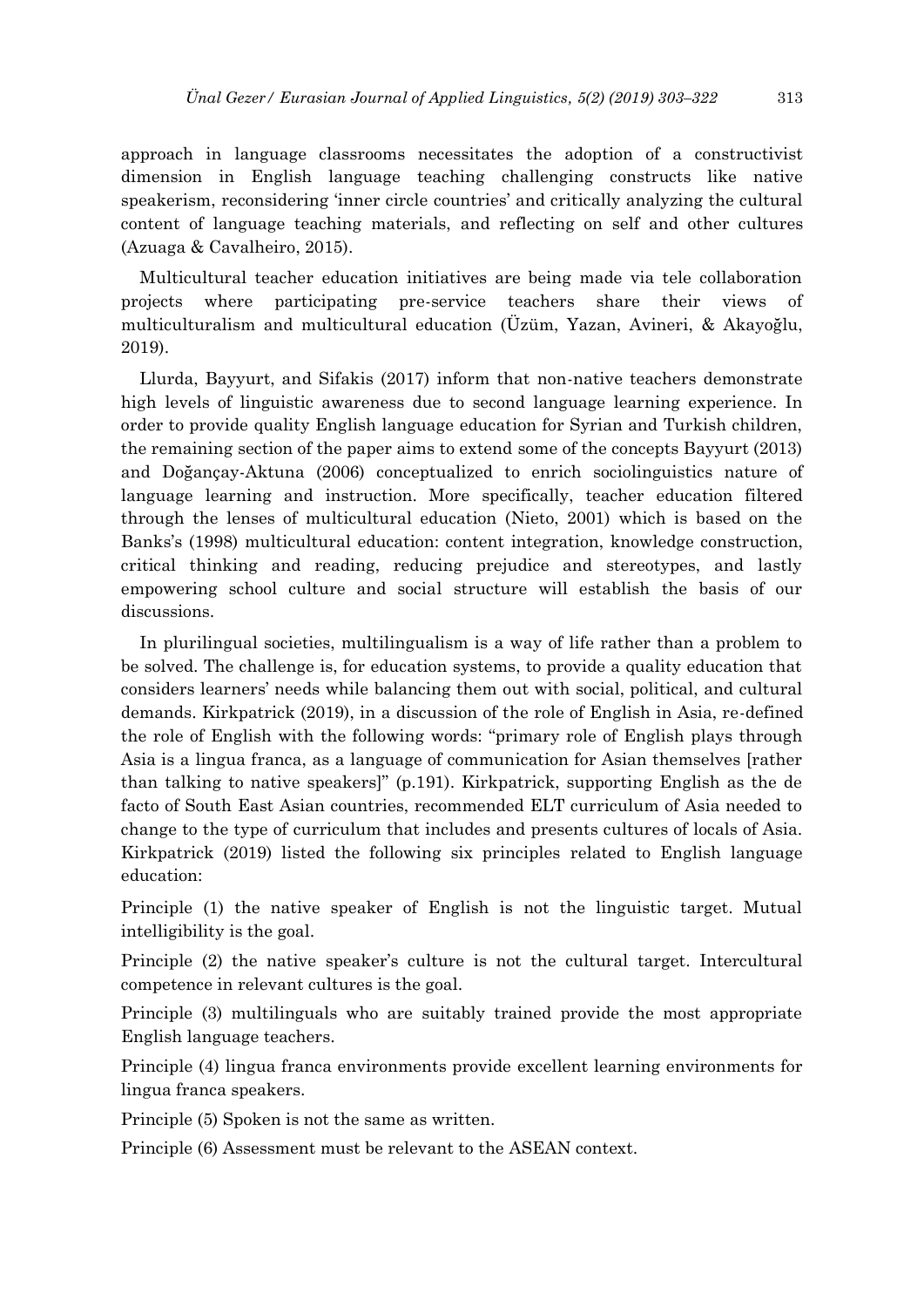approach in language classrooms necessitates the adoption of a constructivist dimension in English language teaching challenging constructs like native speakerism, reconsidering 'inner circle countries' and critically analyzing the cultural content of language teaching materials, and reflecting on self and other cultures (Azuaga & Cavalheiro, 2015).

Multicultural teacher education initiatives are being made via tele collaboration projects where participating pre-service teachers share their views of multiculturalism and multicultural education (Üzüm, Yazan, Avineri, & Akayoğlu, 2019).

Llurda, Bayyurt, and Sifakis (2017) inform that non-native teachers demonstrate high levels of linguistic awareness due to second language learning experience. In order to provide quality English language education for Syrian and Turkish children, the remaining section of the paper aims to extend some of the concepts Bayyurt (2013) and Doğançay-Aktuna (2006) conceptualized to enrich sociolinguistics nature of language learning and instruction. More specifically, teacher education filtered through the lenses of multicultural education (Nieto, 2001) which is based on the Banks's (1998) multicultural education: content integration, knowledge construction, critical thinking and reading, reducing prejudice and stereotypes, and lastly empowering school culture and social structure will establish the basis of our discussions.

In plurilingual societies, multilingualism is a way of life rather than a problem to be solved. The challenge is, for education systems, to provide a quality education that considers learners' needs while balancing them out with social, political, and cultural demands. Kirkpatrick (2019), in a discussion of the role of English in Asia, re-defined the role of English with the following words: "primary role of English plays through Asia is a lingua franca, as a language of communication for Asian themselves [rather than talking to native speakers]" (p.191). Kirkpatrick, supporting English as the de facto of South East Asian countries, recommended ELT curriculum of Asia needed to change to the type of curriculum that includes and presents cultures of locals of Asia. Kirkpatrick (2019) listed the following six principles related to English language education:

Principle (1) the native speaker of English is not the linguistic target. Mutual intelligibility is the goal.

Principle (2) the native speaker's culture is not the cultural target. Intercultural competence in relevant cultures is the goal.

Principle (3) multilinguals who are suitably trained provide the most appropriate English language teachers.

Principle (4) lingua franca environments provide excellent learning environments for lingua franca speakers.

Principle (5) Spoken is not the same as written.

Principle (6) Assessment must be relevant to the ASEAN context.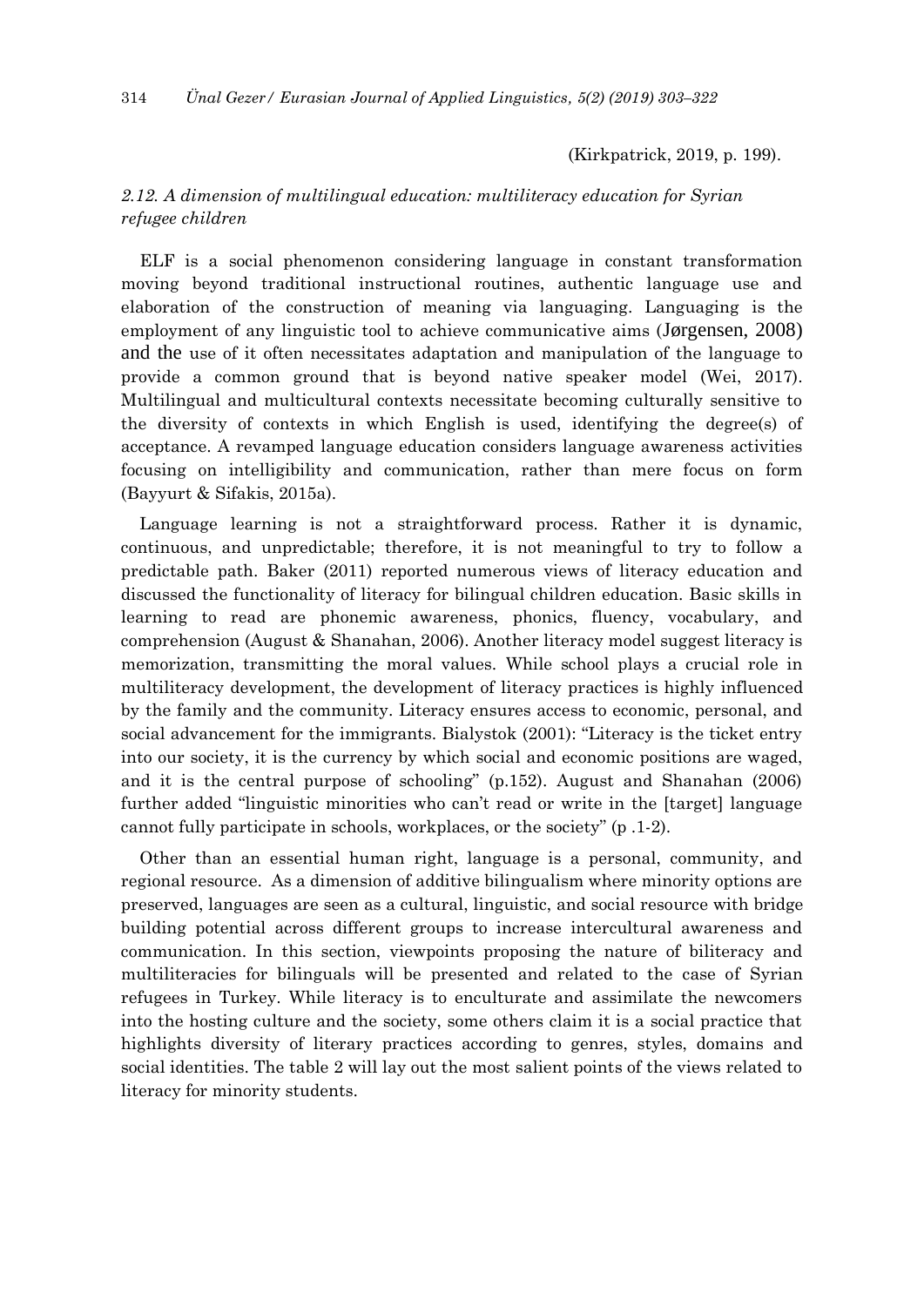(Kirkpatrick, 2019, p. 199).

### *2.12. A dimension of multilingual education: multiliteracy education for Syrian refugee children*

ELF is a social phenomenon considering language in constant transformation moving beyond traditional instructional routines, authentic language use and elaboration of the construction of meaning via languaging. Languaging is the employment of any linguistic tool to achieve communicative aims (Jørgensen, 2008) and the use of it often necessitates adaptation and manipulation of the language to provide a common ground that is beyond native speaker model (Wei, 2017). Multilingual and multicultural contexts necessitate becoming culturally sensitive to the diversity of contexts in which English is used, identifying the degree(s) of acceptance. A revamped language education considers language awareness activities focusing on intelligibility and communication, rather than mere focus on form (Bayyurt & Sifakis, 2015a).

Language learning is not a straightforward process. Rather it is dynamic, continuous, and unpredictable; therefore, it is not meaningful to try to follow a predictable path. Baker (2011) reported numerous views of literacy education and discussed the functionality of literacy for bilingual children education. Basic skills in learning to read are phonemic awareness, phonics, fluency, vocabulary, and comprehension (August & Shanahan, 2006). Another literacy model suggest literacy is memorization, transmitting the moral values. While school plays a crucial role in multiliteracy development, the development of literacy practices is highly influenced by the family and the community. Literacy ensures access to economic, personal, and social advancement for the immigrants. Bialystok (2001): "Literacy is the ticket entry into our society, it is the currency by which social and economic positions are waged, and it is the central purpose of schooling" (p.152). August and Shanahan (2006) further added "linguistic minorities who can't read or write in the [target] language cannot fully participate in schools, workplaces, or the society" (p .1-2).

Other than an essential human right, language is a personal, community, and regional resource. As a dimension of additive bilingualism where minority options are preserved, languages are seen as a cultural, linguistic, and social resource with bridge building potential across different groups to increase intercultural awareness and communication. In this section, viewpoints proposing the nature of biliteracy and multiliteracies for bilinguals will be presented and related to the case of Syrian refugees in Turkey. While literacy is to enculturate and assimilate the newcomers into the hosting culture and the society, some others claim it is a social practice that highlights diversity of literary practices according to genres, styles, domains and social identities. The table 2 will lay out the most salient points of the views related to literacy for minority students.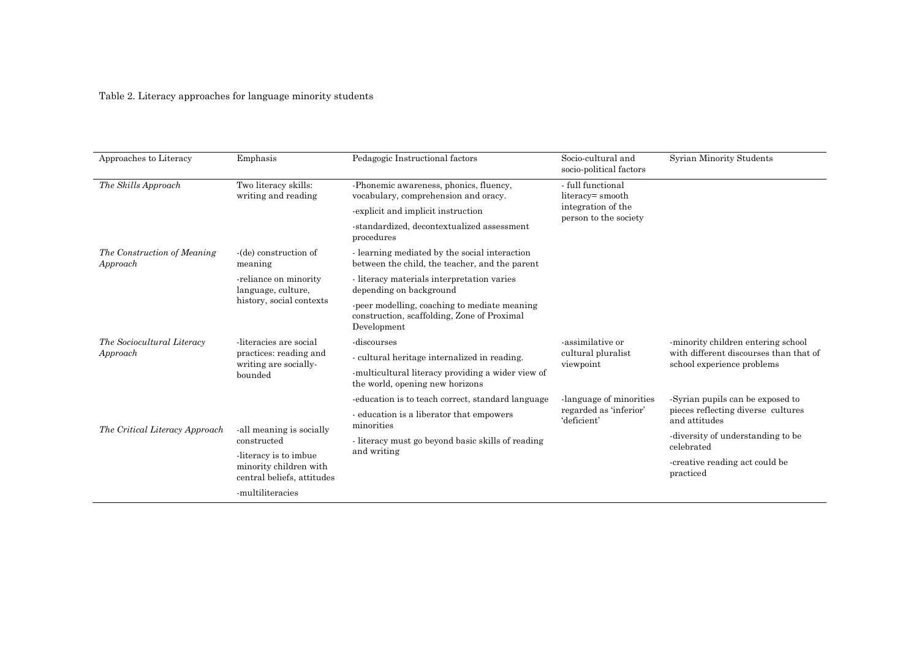Table 2. Literacy approaches for language minority students

| Approaches to Literacy | Emphasis | Pedagogic Instructional factors | Socio-cultural and socio-political factors | Syrian Minority Students |
|---|---|---|---|---|
| *The Skills Approach* | Two literacy skills: writing and reading | -Phonemic awareness, phonics, fluency, vocabulary, comprehension and oracy.<br>-explicit and implicit instruction<br>-standardized, decontextualized assessment procedures | - full functional literacy= smooth integration of the person to the society | |
| *The Construction of Meaning Approach* | -(de) construction of meaning<br>-reliance on minority language, culture, history, social contexts | - learning mediated by the social interaction between the child, the teacher, and the parent<br>- literacy materials interpretation varies depending on background<br>-peer modelling, coaching to mediate meaning construction, scaffolding, Zone of Proximal Development | | |
| *The Sociocultural Literacy Approach* | -literacies are social practices: reading and writing are socially-bounded | -discourses<br>- cultural heritage internalized in reading.<br>-multicultural literacy providing a wider view of the world, opening new horizons | -assimilative or cultural pluralist viewpoint | -minority children entering school with different discourses than that of school experience problems |
| *The Critical Literacy Approach* | -all meaning is socially constructed<br>-literacy is to imbue minority children with central beliefs, attitudes<br>-multiliteracies | -education is to teach correct, standard language<br>- education is a liberator that empowers minorities<br>- literacy must go beyond basic skills of reading and writing | -language of minorities regarded as 'inferior' 'deficient' | -Syrian pupils can be exposed to pieces reflecting diverse cultures and attitudes<br>-diversity of understanding to be celebrated<br>-creative reading act could be practiced |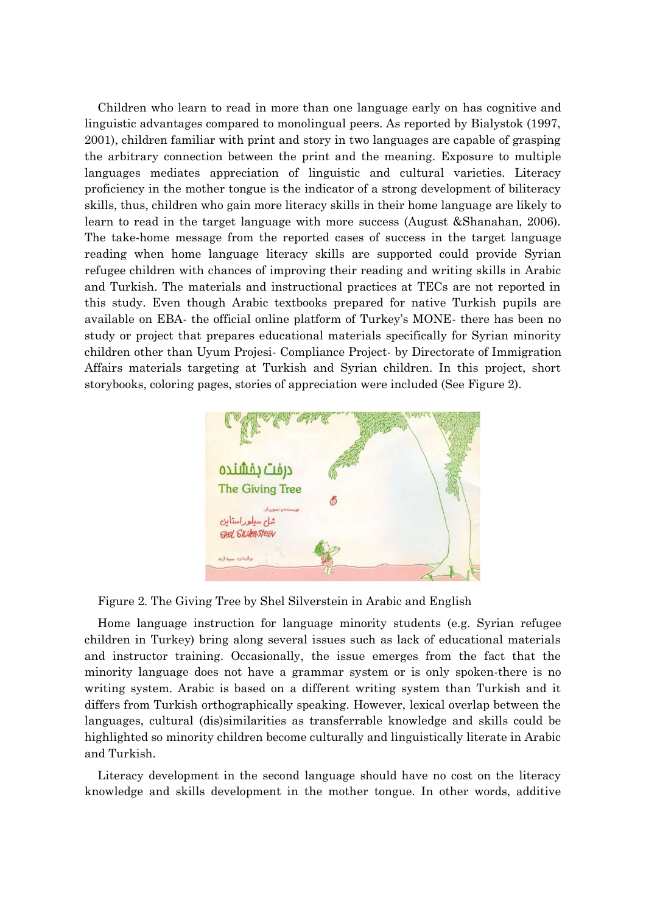Children who learn to read in more than one language early on has cognitive and linguistic advantages compared to monolingual peers. As reported by Bialystok (1997, 2001), children familiar with print and story in two languages are capable of grasping the arbitrary connection between the print and the meaning. Exposure to multiple languages mediates appreciation of linguistic and cultural varieties. Literacy proficiency in the mother tongue is the indicator of a strong development of biliteracy skills, thus, children who gain more literacy skills in their home language are likely to learn to read in the target language with more success (August &Shanahan, 2006). The take-home message from the reported cases of success in the target language reading when home language literacy skills are supported could provide Syrian refugee children with chances of improving their reading and writing skills in Arabic and Turkish. The materials and instructional practices at TECs are not reported in this study. Even though Arabic textbooks prepared for native Turkish pupils are available on EBA- the official online platform of Turkey's MONE- there has been no study or project that prepares educational materials specifically for Syrian minority children other than Uyum Projesi- Compliance Project- by Directorate of Immigration Affairs materials targeting at Turkish and Syrian children. In this project, short storybooks, coloring pages, stories of appreciation were included (See Figure 2).

Figure 2. The Giving Tree by Shel Silverstein in Arabic and English

Home language instruction for language minority students (e.g. Syrian refugee children in Turkey) bring along several issues such as lack of educational materials and instructor training. Occasionally, the issue emerges from the fact that the minority language does not have a grammar system or is only spoken-there is no writing system. Arabic is based on a different writing system than Turkish and it differs from Turkish orthographically speaking. However, lexical overlap between the languages, cultural (dis)similarities as transferrable knowledge and skills could be highlighted so minority children become culturally and linguistically literate in Arabic and Turkish.

Literacy development in the second language should have no cost on the literacy knowledge and skills development in the mother tongue. In other words, additive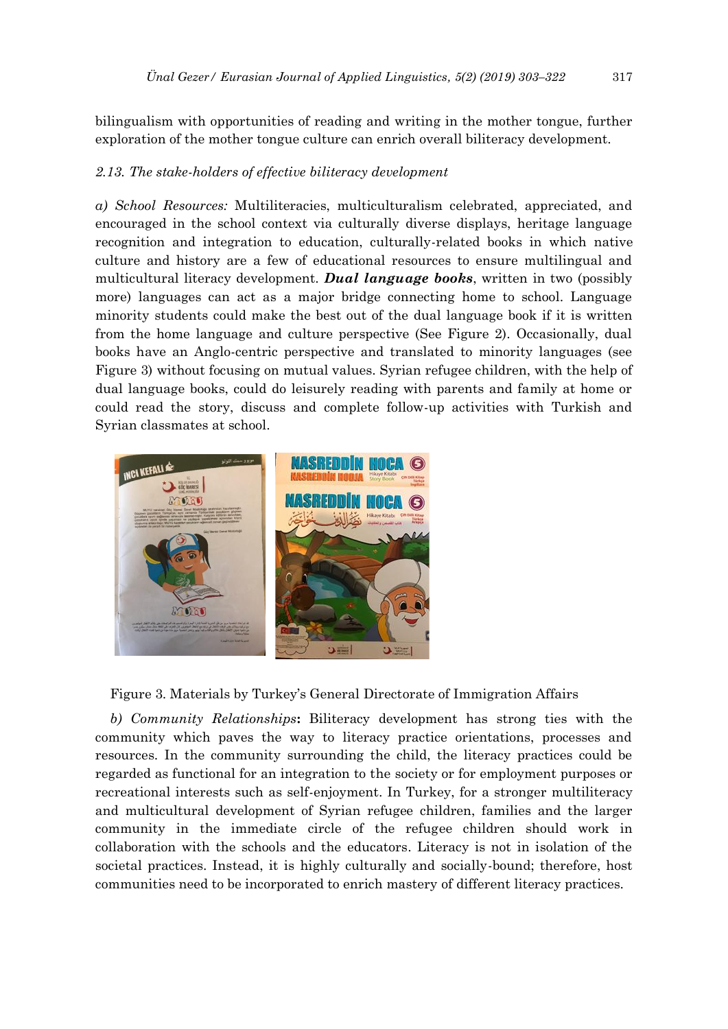bilingualism with opportunities of reading and writing in the mother tongue, further exploration of the mother tongue culture can enrich overall biliteracy development.

*2.13. The stake-holders of effective biliteracy development*

*a) School Resources:* Multiliteracies, multiculturalism celebrated, appreciated, and encouraged in the school context via culturally diverse displays, heritage language recognition and integration to education, culturally-related books in which native culture and history are a few of educational resources to ensure multilingual and multicultural literacy development. ***Dual language books***, written in two (possibly more) languages can act as a major bridge connecting home to school. Language minority students could make the best out of the dual language book if it is written from the home language and culture perspective (See Figure 2). Occasionally, dual books have an Anglo-centric perspective and translated to minority languages (see Figure 3) without focusing on mutual values. Syrian refugee children, with the help of dual language books, could do leisurely reading with parents and family at home or could read the story, discuss and complete follow-up activities with Turkish and Syrian classmates at school.

Figure 3. Materials by Turkey's General Directorate of Immigration Affairs

*b) Community Relationships***:** Biliteracy development has strong ties with the community which paves the way to literacy practice orientations, processes and resources. In the community surrounding the child, the literacy practices could be regarded as functional for an integration to the society or for employment purposes or recreational interests such as self-enjoyment. In Turkey, for a stronger multiliteracy and multicultural development of Syrian refugee children, families and the larger community in the immediate circle of the refugee children should work in collaboration with the schools and the educators. Literacy is not in isolation of the societal practices. Instead, it is highly culturally and socially-bound; therefore, host communities need to be incorporated to enrich mastery of different literacy practices.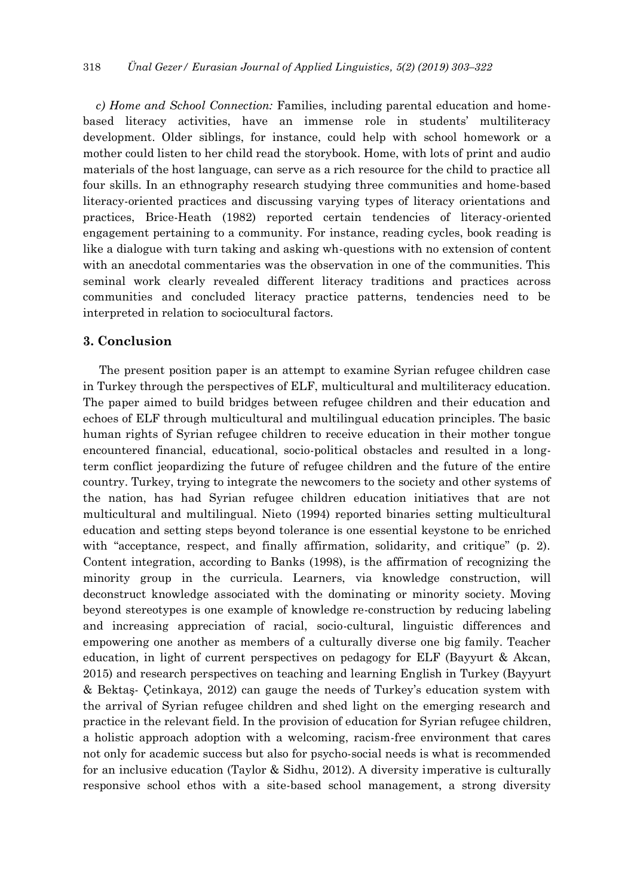*c) Home and School Connection:* Families, including parental education and home-based literacy activities, have an immense role in students' multiliteracy development. Older siblings, for instance, could help with school homework or a mother could listen to her child read the storybook. Home, with lots of print and audio materials of the host language, can serve as a rich resource for the child to practice all four skills. In an ethnography research studying three communities and home-based literacy-oriented practices and discussing varying types of literacy orientations and practices, Brice-Heath (1982) reported certain tendencies of literacy-oriented engagement pertaining to a community. For instance, reading cycles, book reading is like a dialogue with turn taking and asking wh-questions with no extension of content with an anecdotal commentaries was the observation in one of the communities. This seminal work clearly revealed different literacy traditions and practices across communities and concluded literacy practice patterns, tendencies need to be interpreted in relation to sociocultural factors.

## 3. Conclusion

The present position paper is an attempt to examine Syrian refugee children case in Turkey through the perspectives of ELF, multicultural and multiliteracy education. The paper aimed to build bridges between refugee children and their education and echoes of ELF through multicultural and multilingual education principles. The basic human rights of Syrian refugee children to receive education in their mother tongue encountered financial, educational, socio-political obstacles and resulted in a long-term conflict jeopardizing the future of refugee children and the future of the entire country. Turkey, trying to integrate the newcomers to the society and other systems of the nation, has had Syrian refugee children education initiatives that are not multicultural and multilingual. Nieto (1994) reported binaries setting multicultural education and setting steps beyond tolerance is one essential keystone to be enriched with "acceptance, respect, and finally affirmation, solidarity, and critique" (p. 2). Content integration, according to Banks (1998), is the affirmation of recognizing the minority group in the curricula. Learners, via knowledge construction, will deconstruct knowledge associated with the dominating or minority society. Moving beyond stereotypes is one example of knowledge re-construction by reducing labeling and increasing appreciation of racial, socio-cultural, linguistic differences and empowering one another as members of a culturally diverse one big family. Teacher education, in light of current perspectives on pedagogy for ELF (Bayyurt & Akcan, 2015) and research perspectives on teaching and learning English in Turkey (Bayyurt & Bektaş- Çetinkaya, 2012) can gauge the needs of Turkey's education system with the arrival of Syrian refugee children and shed light on the emerging research and practice in the relevant field. In the provision of education for Syrian refugee children, a holistic approach adoption with a welcoming, racism-free environment that cares not only for academic success but also for psycho-social needs is what is recommended for an inclusive education (Taylor & Sidhu, 2012). A diversity imperative is culturally responsive school ethos with a site-based school management, a strong diversity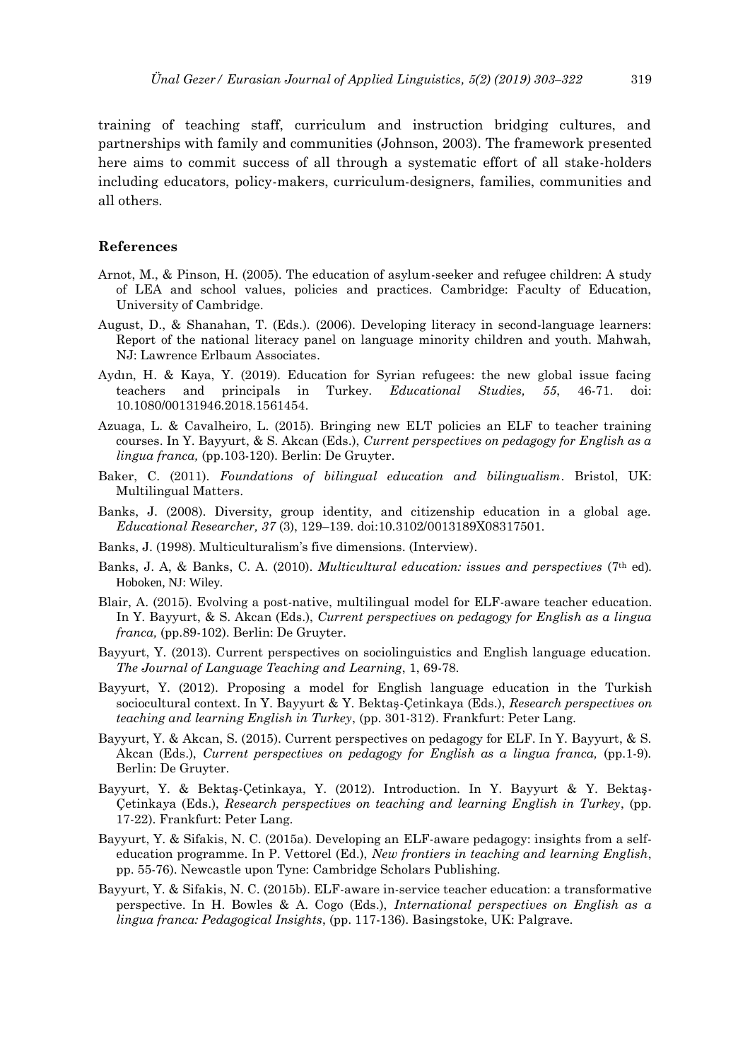training of teaching staff, curriculum and instruction bridging cultures, and partnerships with family and communities (Johnson, 2003). The framework presented here aims to commit success of all through a systematic effort of all stake-holders including educators, policy-makers, curriculum-designers, families, communities and all others.

## References

Arnot, M., & Pinson, H. (2005). The education of asylum-seeker and refugee children: A study of LEA and school values, policies and practices. Cambridge: Faculty of Education, University of Cambridge.

August, D., & Shanahan, T. (Eds.). (2006). Developing literacy in second-language learners: Report of the national literacy panel on language minority children and youth. Mahwah, NJ: Lawrence Erlbaum Associates.

Aydın, H. & Kaya, Y. (2019). Education for Syrian refugees: the new global issue facing teachers and principals in Turkey. *Educational Studies, 55*, 46-71. doi: 10.1080/00131946.2018.1561454.

Azuaga, L. & Cavalheiro, L. (2015). Bringing new ELT policies an ELF to teacher training courses. In Y. Bayyurt, & S. Akcan (Eds.), *Current perspectives on pedagogy for English as a lingua franca,* (pp.103-120). Berlin: De Gruyter.

Baker, C. (2011). *Foundations of bilingual education and bilingualism*. Bristol, UK: Multilingual Matters.

Banks, J. (2008). Diversity, group identity, and citizenship education in a global age. *Educational Researcher, 37* (3), 129–139. doi:10.3102/0013189X08317501.

Banks, J. (1998). Multiculturalism's five dimensions. (Interview).

Banks, J. A, & Banks, C. A. (2010). *Multicultural education: issues and perspectives* (7th ed). Hoboken, NJ: Wiley.

Blair, A. (2015). Evolving a post-native, multilingual model for ELF-aware teacher education. In Y. Bayyurt, & S. Akcan (Eds.), *Current perspectives on pedagogy for English as a lingua franca,* (pp.89-102). Berlin: De Gruyter.

Bayyurt, Y. (2013). Current perspectives on sociolinguistics and English language education. *The Journal of Language Teaching and Learning*, 1, 69-78.

Bayyurt, Y. (2012). Proposing a model for English language education in the Turkish sociocultural context. In Y. Bayyurt & Y. Bektaş-Çetinkaya (Eds.), *Research perspectives on teaching and learning English in Turkey*, (pp. 301-312). Frankfurt: Peter Lang.

Bayyurt, Y. & Akcan, S. (2015). Current perspectives on pedagogy for ELF. In Y. Bayyurt, & S. Akcan (Eds.), *Current perspectives on pedagogy for English as a lingua franca,* (pp.1-9). Berlin: De Gruyter.

Bayyurt, Y. & Bektaş-Çetinkaya, Y. (2012). Introduction. In Y. Bayyurt & Y. Bektaş-Çetinkaya (Eds.), *Research perspectives on teaching and learning English in Turkey*, (pp. 17-22). Frankfurt: Peter Lang.

Bayyurt, Y. & Sifakis, N. C. (2015a). Developing an ELF-aware pedagogy: insights from a self-education programme. In P. Vettorel (Ed.), *New frontiers in teaching and learning English*, pp. 55-76). Newcastle upon Tyne: Cambridge Scholars Publishing.

Bayyurt, Y. & Sifakis, N. C. (2015b). ELF-aware in-service teacher education: a transformative perspective. In H. Bowles & A. Cogo (Eds.), *International perspectives on English as a lingua franca: Pedagogical Insights*, (pp. 117-136). Basingstoke, UK: Palgrave.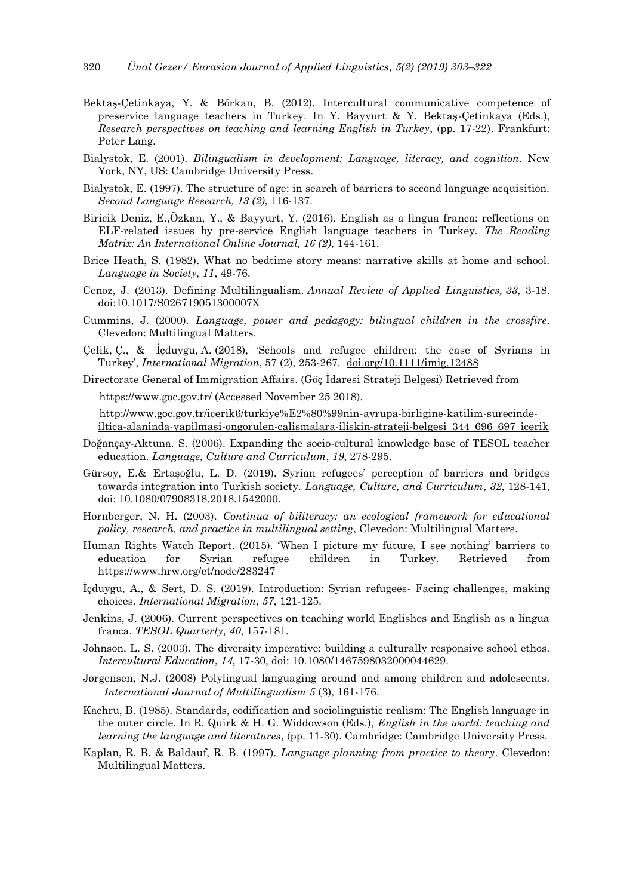Bektaş-Çetinkaya, Y. & Börkan, B. (2012). Intercultural communicative competence of preservice language teachers in Turkey. In Y. Bayyurt & Y. Bektaş-Çetinkaya (Eds.), *Research perspectives on teaching and learning English in Turkey*, (pp. 17-22). Frankfurt: Peter Lang.

Bialystok, E. (2001). *Bilingualism in development: Language, literacy, and cognition*. New York, NY, US: Cambridge University Press.

Bialystok, E. (1997). The structure of age: in search of barriers to second language acquisition. *Second Language Research, 13 (2)*, 116-137.

Biricik Deniz, E.,Özkan, Y., & Bayyurt, Y. (2016). English as a lingua franca: reflections on ELF-related issues by pre-service English language teachers in Turkey. *The Reading Matrix: An International Online Journal, 16 (2)*, 144-161.

Brice Heath, S. (1982). What no bedtime story means: narrative skills at home and school. *Language in Society, 11*, 49-76.

Cenoz, J. (2013). Defining Multilingualism. *Annual Review of Applied Linguistics, 33*, 3-18. doi:10.1017/S026719051300007X

Cummins, J. (2000). *Language, power and pedagogy: bilingual children in the crossfire*. Clevedon: Multilingual Matters.

Çelik, Ç., & İçduygu, A. (2018), 'Schools and refugee children: the case of Syrians in Turkey', *International Migration*, 57 (2), 253-267. doi.org/10.1111/imig.12488

Directorate General of Immigration Affairs. (Göç İdaresi Strateji Belgesi) Retrieved from

https://www.goc.gov.tr/ (Accessed November 25 2018).

http://www.goc.gov.tr/icerik6/turkiye%E2%80%99nin-avrupa-birligine-katilim-surecinde-iltica-alaninda-yapilmasi-ongorulen-calismalara-iliskin-strateji-belgesi_344_696_697_icerik

Doğançay-Aktuna. S. (2006). Expanding the socio-cultural knowledge base of TESOL teacher education. *Language, Culture and Curriculum*, *19*, 278-295.

Gürsoy, E.& Ertaşoğlu, L. D. (2019). Syrian refugees' perception of barriers and bridges towards integration into Turkish society. *Language, Culture, and Curriculum*, *32*, 128-141, doi: 10.1080/07908318.2018.1542000.

Hornberger, N. H. (2003). *Continua of biliteracy: an ecological framework for educational policy, research, and practice in multilingual setting*, Clevedon: Multilingual Matters.

Human Rights Watch Report. (2015). 'When I picture my future, I see nothing' barriers to education for Syrian refugee children in Turkey. Retrieved from https://www.hrw.org/et/node/283247

İçduygu, A., & Sert, D. S. (2019). Introduction: Syrian refugees- Facing challenges, making choices. *International Migration*, *57*, 121-125.

Jenkins, J. (2006). Current perspectives on teaching world Englishes and English as a lingua franca. *TESOL Quarterly*, *40*, 157-181.

Johnson, L. S. (2003). The diversity imperative: building a culturally responsive school ethos. *Intercultural Education*, *14*, 17-30, doi: 10.1080/1467598032000044629.

Jørgensen, N.J. (2008) Polylingual languaging around and among children and adolescents. *International Journal of Multilingualism 5* (3), 161-176.

Kachru, B. (1985). Standards, codification and sociolinguistic realism: The English language in the outer circle. In R. Quirk & H. G. Widdowson (Eds.), *English in the world: teaching and learning the language and literatures*, (pp. 11-30). Cambridge: Cambridge University Press.

Kaplan, R. B. & Baldauf, R. B. (1997). *Language planning from practice to theory*. Clevedon: Multilingual Matters.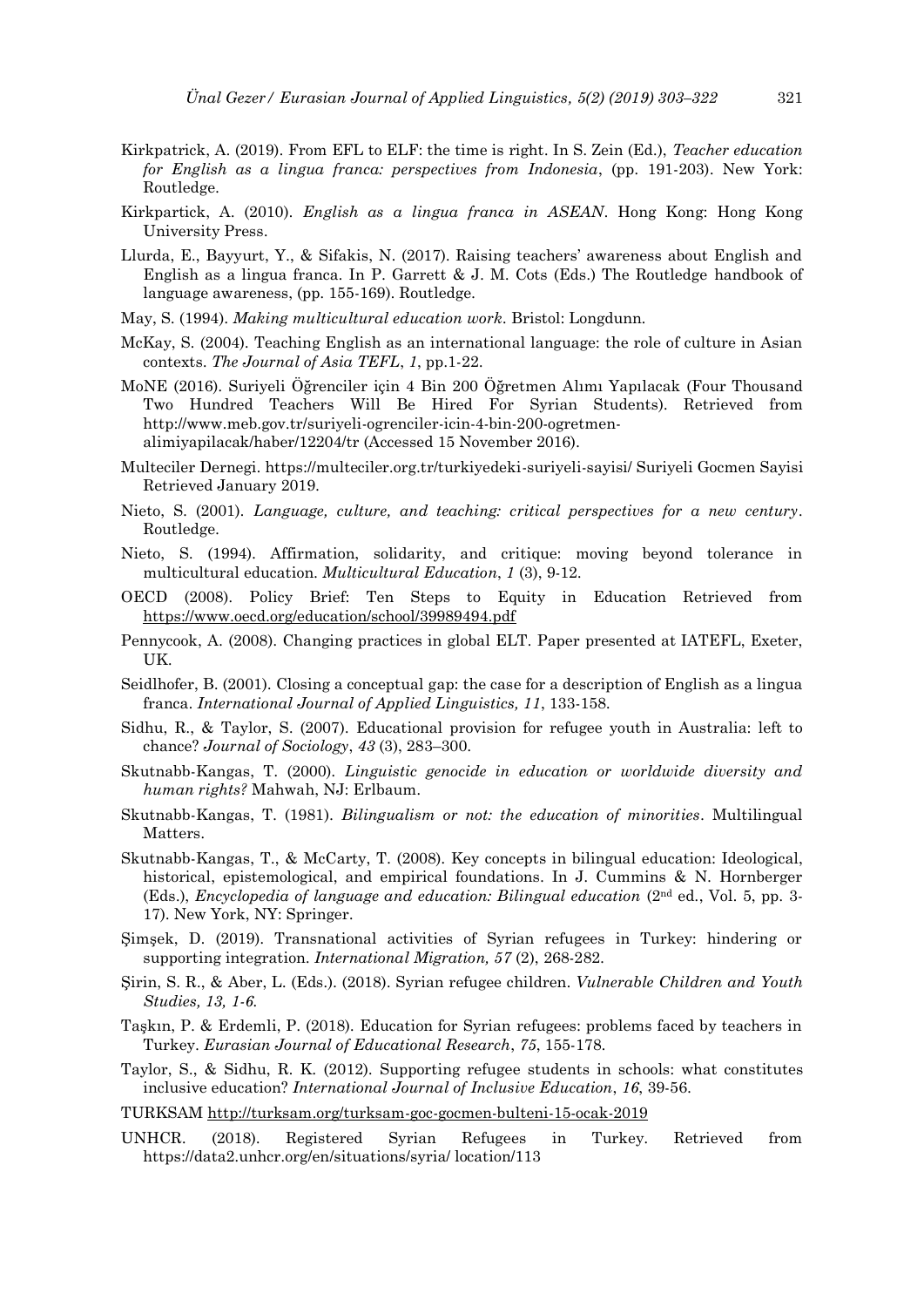Kirkpatrick, A. (2019). From EFL to ELF: the time is right. In S. Zein (Ed.), *Teacher education for English as a lingua franca: perspectives from Indonesia*, (pp. 191-203). New York: Routledge.

Kirkpartick, A. (2010). *English as a lingua franca in ASEAN*. Hong Kong: Hong Kong University Press.

Llurda, E., Bayyurt, Y., & Sifakis, N. (2017). Raising teachers' awareness about English and English as a lingua franca. In P. Garrett & J. M. Cots (Eds.) The Routledge handbook of language awareness, (pp. 155-169). Routledge.

May, S. (1994). *Making multicultural education work*. Bristol: Longdunn.

McKay, S. (2004). Teaching English as an international language: the role of culture in Asian contexts. *The Journal of Asia TEFL*, *1*, pp.1-22.

MoNE (2016). Suriyeli Öğrenciler için 4 Bin 200 Öğretmen Alımı Yapılacak (Four Thousand Two Hundred Teachers Will Be Hired For Syrian Students). Retrieved from http://www.meb.gov.tr/suriyeli-ogrenciler-icin-4-bin-200-ogretmen-alimiyapilacak/haber/12204/tr (Accessed 15 November 2016).

Multeciler Dernegi. https://multeciler.org.tr/turkiyedeki-suriyeli-sayisi/ Suriyeli Gocmen Sayisi Retrieved January 2019.

Nieto, S. (2001). *Language, culture, and teaching: critical perspectives for a new century*. Routledge.

Nieto, S. (1994). Affirmation, solidarity, and critique: moving beyond tolerance in multicultural education. *Multicultural Education*, *1* (3), 9-12.

OECD (2008). Policy Brief: Ten Steps to Equity in Education Retrieved from https://www.oecd.org/education/school/39989494.pdf

Pennycook, A. (2008). Changing practices in global ELT. Paper presented at IATEFL, Exeter, UK.

Seidlhofer, B. (2001). Closing a conceptual gap: the case for a description of English as a lingua franca. *International Journal of Applied Linguistics, 11*, 133-158.

Sidhu, R., & Taylor, S. (2007). Educational provision for refugee youth in Australia: left to chance? *Journal of Sociology*, *43* (3), 283–300.

Skutnabb-Kangas, T. (2000). *Linguistic genocide in education or worldwide diversity and human rights?* Mahwah, NJ: Erlbaum.

Skutnabb-Kangas, T. (1981). *Bilingualism or not: the education of minorities*. Multilingual Matters.

Skutnabb-Kangas, T., & McCarty, T. (2008). Key concepts in bilingual education: Ideological, historical, epistemological, and empirical foundations. In J. Cummins & N. Hornberger (Eds.), *Encyclopedia of language and education: Bilingual education* (2nd ed., Vol. 5, pp. 3-17). New York, NY: Springer.

Şimşek, D. (2019). Transnational activities of Syrian refugees in Turkey: hindering or supporting integration. *International Migration, 57* (2), 268-282.

Şirin, S. R., & Aber, L. (Eds.). (2018). Syrian refugee children. *Vulnerable Children and Youth Studies, 13, 1-6*.

Taşkın, P. & Erdemli, P. (2018). Education for Syrian refugees: problems faced by teachers in Turkey. *Eurasian Journal of Educational Research*, *75*, 155-178.

Taylor, S., & Sidhu, R. K. (2012). Supporting refugee students in schools: what constitutes inclusive education? *International Journal of Inclusive Education*, *16*, 39-56.

TURKSAM http://turksam.org/turksam-goc-gocmen-bulteni-15-ocak-2019

UNHCR. (2018). Registered Syrian Refugees in Turkey. Retrieved from https://data2.unhcr.org/en/situations/syria/ location/113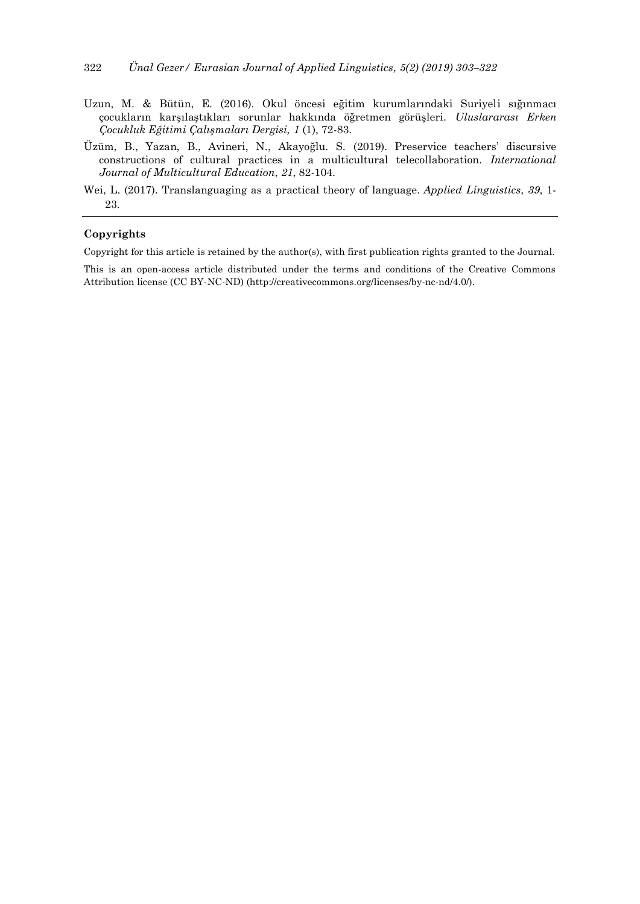Uzun, M. & Bütün, E. (2016). Okul öncesi eğitim kurumlarındaki Suriyeli sığınmacı çocukların karşılaştıkları sorunlar hakkında öğretmen görüşleri. *Uluslararası Erken Çocukluk Eğitimi Çalışmaları Dergisi, 1* (1), 72-83.

Üzüm, B., Yazan, B., Avineri, N., Akayoğlu. S. (2019). Preservice teachers' discursive constructions of cultural practices in a multicultural telecollaboration. *International Journal of Multicultural Education*, *21*, 82-104.

Wei, L. (2017). Translanguaging as a practical theory of language. *Applied Linguistics*, *39*, 1-23.

---

**Copyrights**

Copyright for this article is retained by the author(s), with first publication rights granted to the Journal.

This is an open-access article distributed under the terms and conditions of the Creative Commons Attribution license (CC BY-NC-ND) (http://creativecommons.org/licenses/by-nc-nd/4.0/).